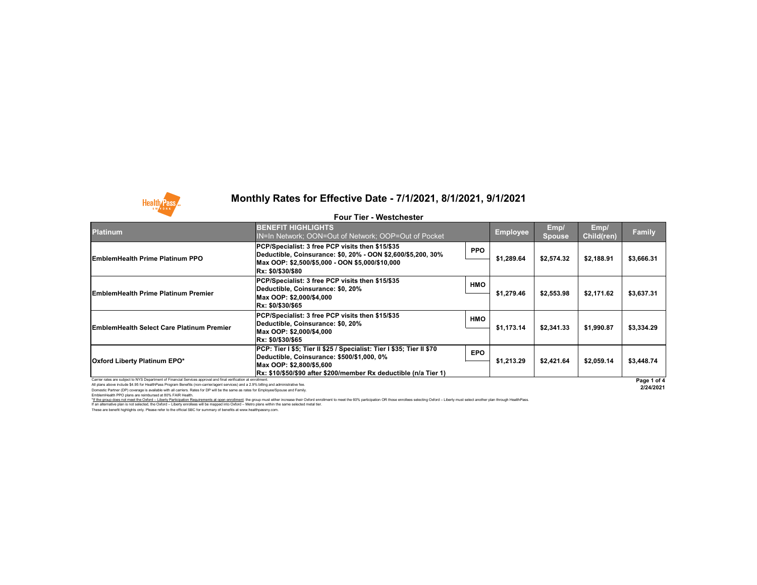# Monthly Rates for Effective Date - 7/1/2021, 8/1/2021, 9/1/2021

## Four Tier - Westchester

| Platinum | BENEFIT HIGHLIGHTS IN=In Network; OON=Out of Network; OOP=Out of Pocket | | Employee | Emp/ Spouse | Emp/ Child(ren) | Family |
|---|---|---|---|---|---|---|
| EmblemHealth Prime Platinum PPO | **PCP/Specialist: 3 free PCP visits then $15/$35** **Deductible, Coinsurance: $0, 20% - OON $2,600/$5,200, 30%** **Max OOP: $2,500/$5,000 - OON $5,000/$10,000** **Rx: $0/$30/$80** | PPO | $1,289.64 | $2,574.32 | $2,188.91 | $3,666.31 |
| EmblemHealth Prime Platinum Premier | **PCP/Specialist: 3 free PCP visits then $15/$35** **Deductible, Coinsurance: $0, 20%** **Max OOP: $2,000/$4,000** **Rx: $0/$30/$65** | HMO | $1,279.46 | $2,553.98 | $2,171.62 | $3,637.31 |
| EmblemHealth Select Care Platinum Premier | **PCP/Specialist: 3 free PCP visits then $15/$35** **Deductible, Coinsurance: $0, 20%** **Max OOP: $2,000/$4,000** **Rx: $0/$30/$65** | HMO | $1,173.14 | $2,341.33 | $1,990.87 | $3,334.29 |
| Oxford Liberty Platinum EPO* | **PCP: Tier I $5; Tier II $25 / Specialist: Tier I $35; Tier II $70** **Deductible, Coinsurance: $500/$1,000, 0%** **Max OOP: $2,800/$5,600** **Rx: $10/$50/$90 after $200/member Rx deductible (n/a Tier 1)** | EPO | $1,213.29 | $2,421.64 | $2,059.14 | $3,448.74 |

Carrier rates are subject to NYS Department of Financial Services approval and final verification at enrollment.
All plans above include $4.95 for HealthPass Program Benefits (non-carrier/agent services) and a 2.9% billing and administrative fee.
Domestic Partner (DP) coverage is available with all carriers. Rates for DP will be the same as rates for Employee/Spouse and Family.
EmblemHealth PPO plans are reimbursed at 80% FAIR Health.
*If the group does not meet the Oxford – Liberty Participation Requirements at open enrollment: the group must either increase their Oxford enrollment to meet the 60% participation OR those enrollees selecting Oxford – Liberty must select another plan through HealthPass.
If an alternative plan is not selected, the Oxford – Liberty enrollees will be mapped into Oxford – Metro plans within the same selected metal tier.
These are benefit highlights only. Please refer to the official SBC for summary of benefits at www.healthpassny.com.

2/24/2021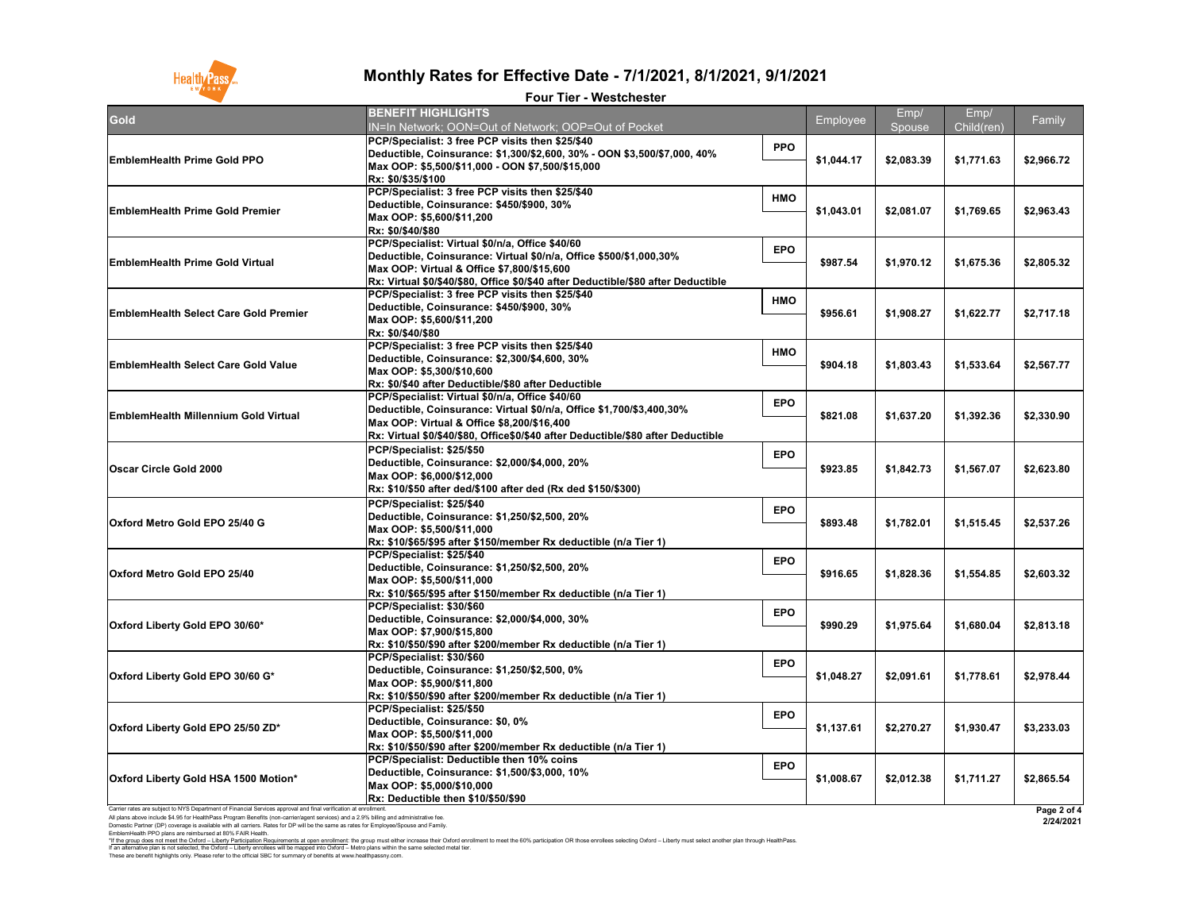# Monthly Rates for Effective Date - 7/1/2021, 8/1/2021, 9/1/2021

**Four Tier - Westchester**

| Gold | BENEFIT HIGHLIGHTS<br>IN=In Network; OON=Out of Network; OOP=Out of Pocket | | Employee | Emp/ Spouse | Emp/ Child(ren) | Family |
|---|---|---|---|---|---|---|
| EmblemHealth Prime Gold PPO | PCP/Specialist: 3 free PCP visits then $25/$40<br>Deductible, Coinsurance: $1,300/$2,600, 30% - OON $3,500/$7,000, 40%<br>Max OOP: $5,500/$11,000 - OON $7,500/$15,000<br>Rx: $0/$35/$100 | PPO | $1,044.17 | $2,083.39 | $1,771.63 | $2,966.72 |
| EmblemHealth Prime Gold Premier | PCP/Specialist: 3 free PCP visits then $25/$40<br>Deductible, Coinsurance: $450/$900, 30%<br>Max OOP: $5,600/$11,200<br>Rx: $0/$40/$80 | HMO | $1,043.01 | $2,081.07 | $1,769.65 | $2,963.43 |
| EmblemHealth Prime Gold Virtual | PCP/Specialist: Virtual $0/n/a, Office $40/60<br>Deductible, Coinsurance: Virtual $0/n/a, Office $500/$1,000,30%<br>Max OOP: Virtual & Office $7,800/$15,600<br>Rx: Virtual $0/$40/$80, Office $0/$40 after Deductible/$80 after Deductible | EPO | $987.54 | $1,970.12 | $1,675.36 | $2,805.32 |
| EmblemHealth Select Care Gold Premier | PCP/Specialist: 3 free PCP visits then $25/$40<br>Deductible, Coinsurance: $450/$900, 30%<br>Max OOP: $5,600/$11,200<br>Rx: $0/$40/$80 | HMO | $956.61 | $1,908.27 | $1,622.77 | $2,717.18 |
| EmblemHealth Select Care Gold Value | PCP/Specialist: 3 free PCP visits then $25/$40<br>Deductible, Coinsurance: $2,300/$4,600, 30%<br>Max OOP: $5,300/$10,600<br>Rx: $0/$40 after Deductible/$80 after Deductible | HMO | $904.18 | $1,803.43 | $1,533.64 | $2,567.77 |
| EmblemHealth Millennium Gold Virtual | PCP/Specialist: Virtual $0/n/a, Office $40/60<br>Deductible, Coinsurance: Virtual $0/n/a, Office $1,700/$3,400,30%<br>Max OOP: Virtual & Office $8,200/$16,400<br>Rx: Virtual $0/$40/$80, Office$0/$40 after Deductible/$80 after Deductible | EPO | $821.08 | $1,637.20 | $1,392.36 | $2,330.90 |
| Oscar Circle Gold 2000 | PCP/Specialist: $25/$50<br>Deductible, Coinsurance: $2,000/$4,000, 20%<br>Max OOP: $6,000/$12,000<br>Rx: $10/$50 after ded/$100 after ded (Rx ded $150/$300) | EPO | $923.85 | $1,842.73 | $1,567.07 | $2,623.80 |
| Oxford Metro Gold EPO 25/40 G | PCP/Specialist: $25/$40<br>Deductible, Coinsurance: $1,250/$2,500, 20%<br>Max OOP: $5,500/$11,000<br>Rx: $10/$65/$95 after $150/member Rx deductible (n/a Tier 1) | EPO | $893.48 | $1,782.01 | $1,515.45 | $2,537.26 |
| Oxford Metro Gold EPO 25/40 | PCP/Specialist: $25/$40<br>Deductible, Coinsurance: $1,250/$2,500, 20%<br>Max OOP: $5,500/$11,000<br>Rx: $10/$65/$95 after $150/member Rx deductible (n/a Tier 1) | EPO | $916.65 | $1,828.36 | $1,554.85 | $2,603.32 |
| Oxford Liberty Gold EPO 30/60* | PCP/Specialist: $30/$60<br>Deductible, Coinsurance: $2,000/$4,000, 30%<br>Max OOP: $7,900/$15,800<br>Rx: $10/$50/$90 after $200/member Rx deductible (n/a Tier 1) | EPO | $990.29 | $1,975.64 | $1,680.04 | $2,813.18 |
| Oxford Liberty Gold EPO 30/60 G* | PCP/Specialist: $30/$60<br>Deductible, Coinsurance: $1,250/$2,500, 0%<br>Max OOP: $5,900/$11,800<br>Rx: $10/$50/$90 after $200/member Rx deductible (n/a Tier 1) | EPO | $1,048.27 | $2,091.61 | $1,778.61 | $2,978.44 |
| Oxford Liberty Gold EPO 25/50 ZD* | PCP/Specialist: $25/$50<br>Deductible, Coinsurance: $0, 0%<br>Max OOP: $5,500/$11,000<br>Rx: $10/$50/$90 after $200/member Rx deductible (n/a Tier 1) | EPO | $1,137.61 | $2,270.27 | $1,930.47 | $3,233.03 |
| Oxford Liberty Gold HSA 1500 Motion* | PCP/Specialist: Deductible then 10% coins<br>Deductible, Coinsurance: $1,500/$3,000, 10%<br>Max OOP: $5,000/$10,000<br>Rx: Deductible then $10/$50/$90 | EPO | $1,008.67 | $2,012.38 | $1,711.27 | $2,865.54 |

Carrier rates are subject to NYS Department of Financial Services approval and final verification at enrollment.
All plans above include $4.95 for HealthPass Program Benefits (non-carrier/agent services) and a 2.9% billing and administrative fee.
Domestic Partner (DP) coverage is available with all carriers. Rates for DP will be the same as rates for Employee/Spouse and Family.
EmblemHealth PPO plans are reimbursed at 80% FAIR Health.
*If the group does not meet the Oxford – Liberty Participation Requirements at open enrollment: the group must either increase their Oxford enrollment to meet the 60% participation OR those enrollees selecting Oxford – Liberty must select another plan through HealthPass.
If an alternative plan is not selected, the Oxford – Liberty enrollees will be mapped into Oxford – Metro plans within the same selected metal tier.
These are benefit highlights only. Please refer to the official SBC for summary of benefits at www.healthpassny.com.

2/24/2021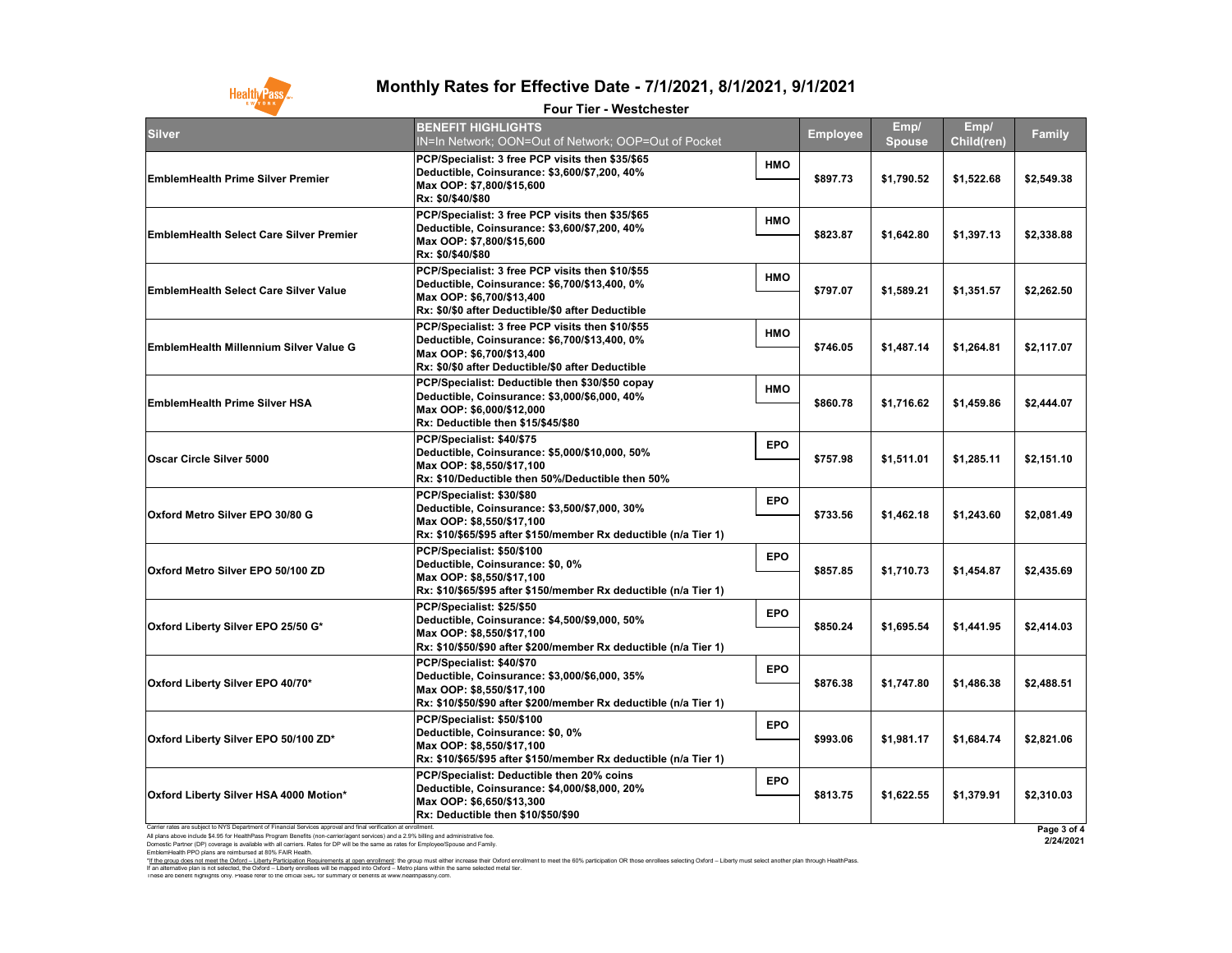# Monthly Rates for Effective Date - 7/1/2021, 8/1/2021, 9/1/2021

## Four Tier - Westchester

| Silver | BENEFIT HIGHLIGHTS<br>IN=In Network; OON=Out of Network; OOP=Out of Pocket | | Employee | Emp/ Spouse | Emp/ Child(ren) | Family |
|---|---|---|---|---|---|---|
| EmblemHealth Prime Silver Premier | PCP/Specialist: 3 free PCP visits then $35/$65<br>Deductible, Coinsurance: $3,600/$7,200, 40%<br>Max OOP: $7,800/$15,600<br>Rx: $0/$40/$80 | HMO | $897.73 | $1,790.52 | $1,522.68 | $2,549.38 |
| EmblemHealth Select Care Silver Premier | PCP/Specialist: 3 free PCP visits then $35/$65<br>Deductible, Coinsurance: $3,600/$7,200, 40%<br>Max OOP: $7,800/$15,600<br>Rx: $0/$40/$80 | HMO | $823.87 | $1,642.80 | $1,397.13 | $2,338.88 |
| EmblemHealth Select Care Silver Value | PCP/Specialist: 3 free PCP visits then $10/$55<br>Deductible, Coinsurance: $6,700/$13,400, 0%<br>Max OOP: $6,700/$13,400<br>Rx: $0/$0 after Deductible/$0 after Deductible | HMO | $797.07 | $1,589.21 | $1,351.57 | $2,262.50 |
| EmblemHealth Millennium Silver Value G | PCP/Specialist: 3 free PCP visits then $10/$55<br>Deductible, Coinsurance: $6,700/$13,400, 0%<br>Max OOP: $6,700/$13,400<br>Rx: $0/$0 after Deductible/$0 after Deductible | HMO | $746.05 | $1,487.14 | $1,264.81 | $2,117.07 |
| EmblemHealth Prime Silver HSA | PCP/Specialist: Deductible then $30/$50 copay<br>Deductible, Coinsurance: $3,000/$6,000, 40%<br>Max OOP: $6,000/$12,000<br>Rx: Deductible then $15/$45/$80 | HMO | $860.78 | $1,716.62 | $1,459.86 | $2,444.07 |
| Oscar Circle Silver 5000 | PCP/Specialist: $40/$75<br>Deductible, Coinsurance: $5,000/$10,000, 50%<br>Max OOP: $8,550/$17,100<br>Rx: $10/Deductible then 50%/Deductible then 50% | EPO | $757.98 | $1,511.01 | $1,285.11 | $2,151.10 |
| Oxford Metro Silver EPO 30/80 G | PCP/Specialist: $30/$80<br>Deductible, Coinsurance: $3,500/$7,000, 30%<br>Max OOP: $8,550/$17,100<br>Rx: $10/$65/$95 after $150/member Rx deductible (n/a Tier 1) | EPO | $733.56 | $1,462.18 | $1,243.60 | $2,081.49 |
| Oxford Metro Silver EPO 50/100 ZD | PCP/Specialist: $50/$100<br>Deductible, Coinsurance: $0, 0%<br>Max OOP: $8,550/$17,100<br>Rx: $10/$65/$95 after $150/member Rx deductible (n/a Tier 1) | EPO | $857.85 | $1,710.73 | $1,454.87 | $2,435.69 |
| Oxford Liberty Silver EPO 25/50 G* | PCP/Specialist: $25/$50<br>Deductible, Coinsurance: $4,500/$9,000, 50%<br>Max OOP: $8,550/$17,100<br>Rx: $10/$50/$90 after $200/member Rx deductible (n/a Tier 1) | EPO | $850.24 | $1,695.54 | $1,441.95 | $2,414.03 |
| Oxford Liberty Silver EPO 40/70* | PCP/Specialist: $40/$70<br>Deductible, Coinsurance: $3,000/$6,000, 35%<br>Max OOP: $8,550/$17,100<br>Rx: $10/$50/$90 after $200/member Rx deductible (n/a Tier 1) | EPO | $876.38 | $1,747.80 | $1,486.38 | $2,488.51 |
| Oxford Liberty Silver EPO 50/100 ZD* | PCP/Specialist: $50/$100<br>Deductible, Coinsurance: $0, 0%<br>Max OOP: $8,550/$17,100<br>Rx: $10/$65/$95 after $150/member Rx deductible (n/a Tier 1) | EPO | $993.06 | $1,981.17 | $1,684.74 | $2,821.06 |
| Oxford Liberty Silver HSA 4000 Motion* | PCP/Specialist: Deductible then 20% coins<br>Deductible, Coinsurance: $4,000/$8,000, 20%<br>Max OOP: $6,650/$13,300<br>Rx: Deductible then $10/$50/$90 | EPO | $813.75 | $1,622.55 | $1,379.91 | $2,310.03 |

Carrier rates are subject to NYS Department of Financial Services approval and final verification at enrollment.
All plans above include $4.95 for HealthPass Program Benefits (non-carrier/agent services) and a 2.9% billing and administrative fee.
Domestic Partner (DP) coverage is available with all carriers. Rates for DP will be the same as rates for Employee/Spouse and Family.
EmblemHealth PPO plans are reimbursed at 80% FAIR Health.
*If the group does not meet the Oxford – Liberty Participation Requirements at open enrollment: the group must either increase their Oxford enrollment to meet the 60% participation OR those enrollees selecting Oxford – Liberty must select another plan through HealthPass.
If an alternative plan is not selected, the Oxford – Liberty enrollees will be mapped into Oxford – Metro plans within the same selected metal tier.
These are benefit highlights only. Please refer to the official SBC for summary of benefits at www.healthpassny.com.

2/24/2021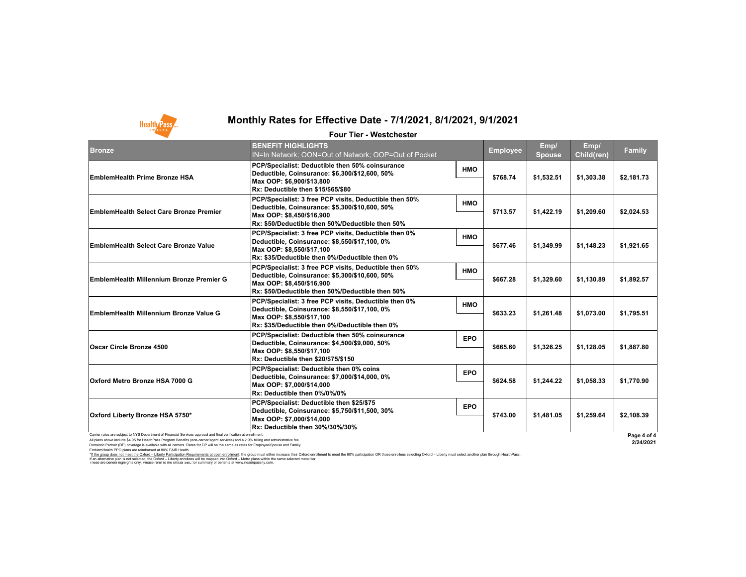# Monthly Rates for Effective Date - 7/1/2021, 8/1/2021, 9/1/2021

## Four Tier - Westchester

| Bronze | BENEFIT HIGHLIGHTS<br>IN=In Network; OON=Out of Network; OOP=Out of Pocket | | Employee | Emp/ Spouse | Emp/ Child(ren) | Family |
|---|---|---|---|---|---|---|
| EmblemHealth Prime Bronze HSA | PCP/Specialist: Deductible then 50% coinsurance<br>Deductible, Coinsurance: $6,300/$12,600, 50%<br>Max OOP: $6,900/$13,800<br>Rx: Deductible then $15/$65/$80 | HMO | $768.74 | $1,532.51 | $1,303.38 | $2,181.73 |
| EmblemHealth Select Care Bronze Premier | PCP/Specialist: 3 free PCP visits, Deductible then 50%<br>Deductible, Coinsurance: $5,300/$10,600, 50%<br>Max OOP: $8,450/$16,900<br>Rx: $50/Deductible then 50%/Deductible then 50% | HMO | $713.57 | $1,422.19 | $1,209.60 | $2,024.53 |
| EmblemHealth Select Care Bronze Value | PCP/Specialist: 3 free PCP visits, Deductible then 0%<br>Deductible, Coinsurance: $8,550/$17,100, 0%<br>Max OOP: $8,550/$17,100<br>Rx: $35/Deductible then 0%/Deductible then 0% | HMO | $677.46 | $1,349.99 | $1,148.23 | $1,921.65 |
| EmblemHealth Millennium Bronze Premier G | PCP/Specialist: 3 free PCP visits, Deductible then 50%<br>Deductible, Coinsurance: $5,300/$10,600, 50%<br>Max OOP: $8,450/$16,900<br>Rx: $50/Deductible then 50%/Deductible then 50% | HMO | $667.28 | $1,329.60 | $1,130.89 | $1,892.57 |
| EmblemHealth Millennium Bronze Value G | PCP/Specialist: 3 free PCP visits, Deductible then 0%<br>Deductible, Coinsurance: $8,550/$17,100, 0%<br>Max OOP: $8,550/$17,100<br>Rx: $35/Deductible then 0%/Deductible then 0% | HMO | $633.23 | $1,261.48 | $1,073.00 | $1,795.51 |
| Oscar Circle Bronze 4500 | PCP/Specialist: Deductible then 50% coinsurance<br>Deductible, Coinsurance: $4,500/$9,000, 50%<br>Max OOP: $8,550/$17,100<br>Rx: Deductible then $20/$75/$150 | EPO | $665.60 | $1,326.25 | $1,128.05 | $1,887.80 |
| Oxford Metro Bronze HSA 7000 G | PCP/Specialist: Deductible then 0% coins<br>Deductible, Coinsurance: $7,000/$14,000, 0%<br>Max OOP: $7,000/$14,000<br>Rx: Deductible then 0%/0%/0% | EPO | $624.58 | $1,244.22 | $1,058.33 | $1,770.90 |
| Oxford Liberty Bronze HSA 5750* | PCP/Specialist: Deductible then $25/$75<br>Deductible, Coinsurance: $5,750/$11,500, 30%<br>Max OOP: $7,000/$14,000<br>Rx: Deductible then 30%/30%/30% | EPO | $743.00 | $1,481.05 | $1,259.64 | $2,108.39 |

Carrier rates are subject to NYS Department of Financial Services approval and final verification at enrollment.
All plans above include $4.95 for HealthPass Program Benefits (non-carrier/agent services) and a 2.9% billing and administrative fee.
Domestic Partner (DP) coverage is available with all carriers. Rates for DP will be the same as rates for Employee/Spouse and Family.
EmblemHealth PPO plans are reimbursed at 80% FAIR Health.
*If the group does not meet the Oxford – Liberty Participation Requirements at open enrollment: the group must either increase their Oxford enrollment to meet the 60% participation OR those enrollees selecting Oxford – Liberty must select another plan through HealthPass.
If an alternative plan is not selected, the Oxford – Liberty enrollees will be mapped into Oxford – Metro plans within the same selected metal tier.
These are benefit highlights only. Please refer to the official SBC for summary of benefits at www.healthpassny.com.

2/24/2021